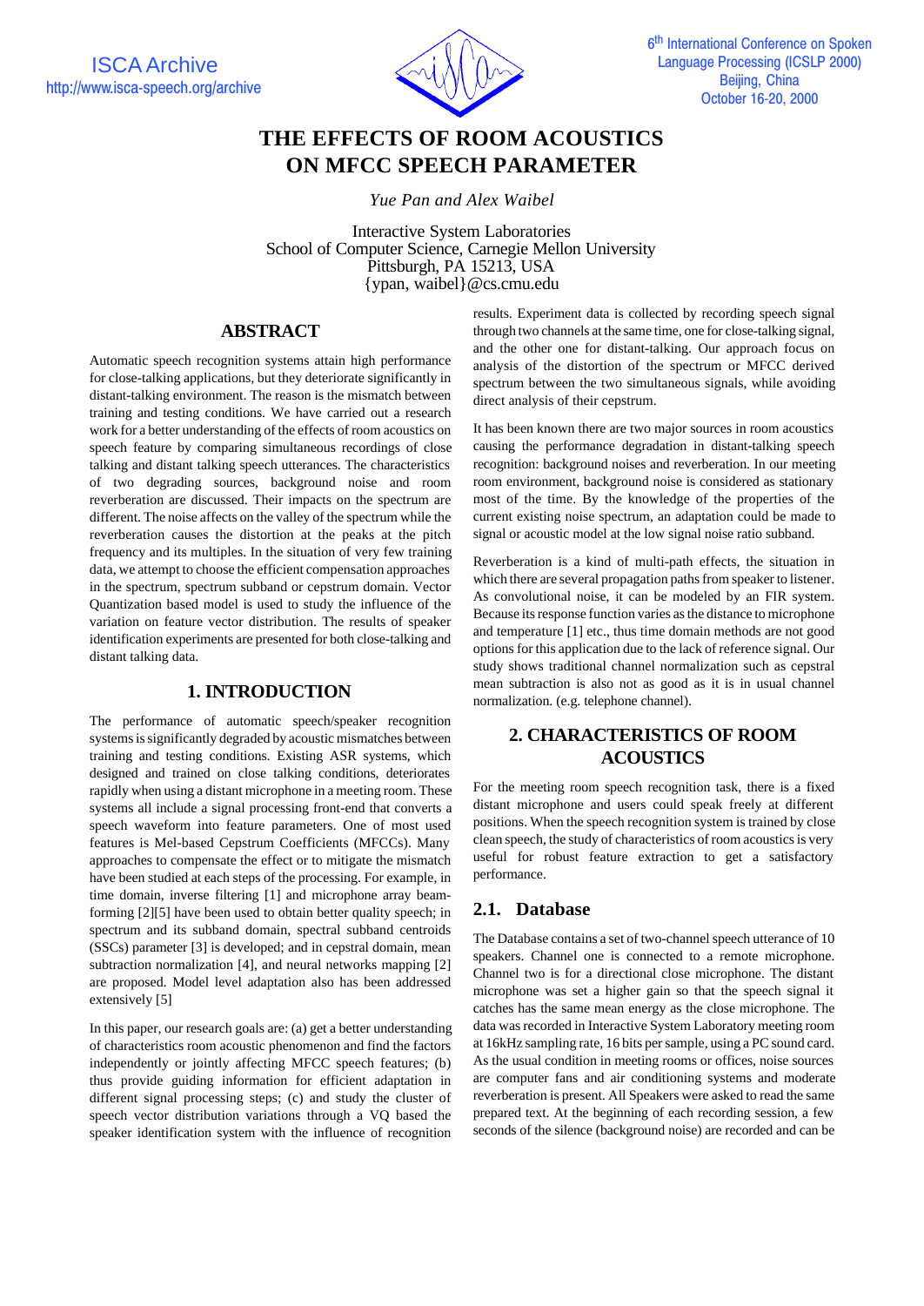# THE EFFECTS OF ROOM ACOUSTICS ON MFCC SPEECH PARAMETER

*Yue Pan and Alex Waibel*

Interactive System Laboratories
School of Computer Science, Carnegie Mellon University
Pittsburgh, PA 15213, USA
{ypan, waibel}@cs.cmu.edu

## ABSTRACT

Automatic speech recognition systems attain high performance for close-talking applications, but they deteriorate significantly in distant-talking environment. The reason is the mismatch between training and testing conditions. We have carried out a research work for a better understanding of the effects of room acoustics on speech feature by comparing simultaneous recordings of close talking and distant talking speech utterances. The characteristics of two degrading sources, background noise and room reverberation are discussed. Their impacts on the spectrum are different. The noise affects on the valley of the spectrum while the reverberation causes the distortion at the peaks at the pitch frequency and its multiples. In the situation of very few training data, we attempt to choose the efficient compensation approaches in the spectrum, spectrum subband or cepstrum domain. Vector Quantization based model is used to study the influence of the variation on feature vector distribution. The results of speaker identification experiments are presented for both close-talking and distant talking data.

## 1. INTRODUCTION

The performance of automatic speech/speaker recognition systems is significantly degraded by acoustic mismatches between training and testing conditions. Existing ASR systems, which designed and trained on close talking conditions, deteriorates rapidly when using a distant microphone in a meeting room. These systems all include a signal processing front-end that converts a speech waveform into feature parameters. One of most used features is Mel-based Cepstrum Coefficients (MFCCs). Many approaches to compensate the effect or to mitigate the mismatch have been studied at each steps of the processing. For example, in time domain, inverse filtering [1] and microphone array beam-forming [2][5] have been used to obtain better quality speech; in spectrum and its subband domain, spectral subband centroids (SSCs) parameter [3] is developed; and in cepstral domain, mean subtraction normalization [4], and neural networks mapping [2] are proposed. Model level adaptation also has been addressed extensively [5]

In this paper, our research goals are: (a) get a better understanding of characteristics room acoustic phenomenon and find the factors independently or jointly affecting MFCC speech features; (b) thus provide guiding information for efficient adaptation in different signal processing steps; (c) and study the cluster of speech vector distribution variations through a VQ based the speaker identification system with the influence of recognition results. Experiment data is collected by recording speech signal through two channels at the same time, one for close-talking signal, and the other one for distant-talking. Our approach focus on analysis of the distortion of the spectrum or MFCC derived spectrum between the two simultaneous signals, while avoiding direct analysis of their cepstrum.

It has been known there are two major sources in room acoustics causing the performance degradation in distant-talking speech recognition: background noises and reverberation. In our meeting room environment, background noise is considered as stationary most of the time. By the knowledge of the properties of the current existing noise spectrum, an adaptation could be made to signal or acoustic model at the low signal noise ratio subband.

Reverberation is a kind of multi-path effects, the situation in which there are several propagation paths from speaker to listener. As convolutional noise, it can be modeled by an FIR system. Because its response function varies as the distance to microphone and temperature [1] etc., thus time domain methods are not good options for this application due to the lack of reference signal. Our study shows traditional channel normalization such as cepstral mean subtraction is also not as good as it is in usual channel normalization. (e.g. telephone channel).

## 2. CHARACTERISTICS OF ROOM ACOUSTICS

For the meeting room speech recognition task, there is a fixed distant microphone and users could speak freely at different positions. When the speech recognition system is trained by close clean speech, the study of characteristics of room acoustics is very useful for robust feature extraction to get a satisfactory performance.

### 2.1. Database

The Database contains a set of two-channel speech utterance of 10 speakers. Channel one is connected to a remote microphone. Channel two is for a directional close microphone. The distant microphone was set a higher gain so that the speech signal it catches has the same mean energy as the close microphone. The data was recorded in Interactive System Laboratory meeting room at 16kHz sampling rate, 16 bits per sample, using a PC sound card. As the usual condition in meeting rooms or offices, noise sources are computer fans and air conditioning systems and moderate reverberation is present. All Speakers were asked to read the same prepared text. At the beginning of each recording session, a few seconds of the silence (background noise) are recorded and can be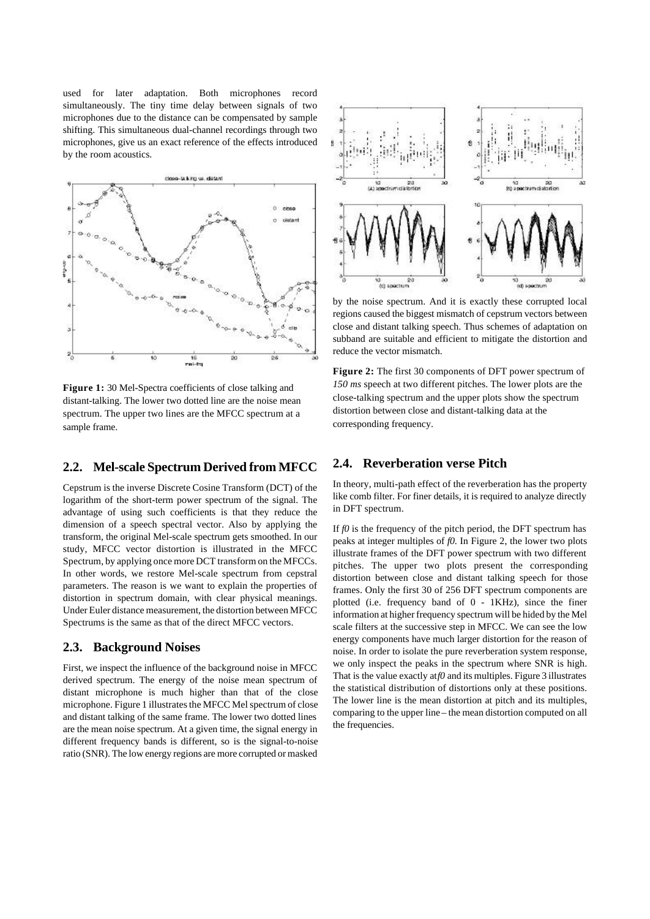used for later adaptation. Both microphones record simultaneously. The tiny time delay between signals of two microphones due to the distance can be compensated by sample shifting. This simultaneous dual-channel recordings through two microphones, give us an exact reference of the effects introduced by the room acoustics.

**Figure 1:** 30 Mel-Spectra coefficients of close talking and distant-talking. The lower two dotted line are the noise mean spectrum. The upper two lines are the MFCC spectrum at a sample frame.

## 2.2. Mel-scale Spectrum Derived from MFCC

Cepstrum is the inverse Discrete Cosine Transform (DCT) of the logarithm of the short-term power spectrum of the signal. The advantage of using such coefficients is that they reduce the dimension of a speech spectral vector. Also by applying the transform, the original Mel-scale spectrum gets smoothed. In our study, MFCC vector distortion is illustrated in the MFCC Spectrum, by applying once more DCT transform on the MFCCs. In other words, we restore Mel-scale spectrum from cepstral parameters. The reason is we want to explain the properties of distortion in spectrum domain, with clear physical meanings. Under Euler distance measurement, the distortion between MFCC Spectrums is the same as that of the direct MFCC vectors.

## 2.3. Background Noises

First, we inspect the influence of the background noise in MFCC derived spectrum. The energy of the noise mean spectrum of distant microphone is much higher than that of the close microphone. Figure 1 illustrates the MFCC Mel spectrum of close and distant talking of the same frame. The lower two dotted lines are the mean noise spectrum. At a given time, the signal energy in different frequency bands is different, so is the signal-to-noise ratio (SNR). The low energy regions are more corrupted or masked by the noise spectrum. And it is exactly these corrupted local regions caused the biggest mismatch of cepstrum vectors between close and distant talking speech. Thus schemes of adaptation on subband are suitable and efficient to mitigate the distortion and reduce the vector mismatch.

**Figure 2:** The first 30 components of DFT power spectrum of *150 ms* speech at two different pitches. The lower plots are the close-talking spectrum and the upper plots show the spectrum distortion between close and distant-talking data at the corresponding frequency.

## 2.4. Reverberation verse Pitch

In theory, multi-path effect of the reverberation has the property like comb filter. For finer details, it is required to analyze directly in DFT spectrum.

If *f0* is the frequency of the pitch period, the DFT spectrum has peaks at integer multiples of *f0.* In Figure 2, the lower two plots illustrate frames of the DFT power spectrum with two different pitches. The upper two plots present the corresponding distortion between close and distant talking speech for those frames. Only the first 30 of 256 DFT spectrum components are plotted (i.e. frequency band of 0 - 1KHz), since the finer information at higher frequency spectrum will be hided by the Mel scale filters at the successive step in MFCC. We can see the low energy components have much larger distortion for the reason of noise. In order to isolate the pure reverberation system response, we only inspect the peaks in the spectrum where SNR is high. That is the value exactly at *f0* and its multiples. Figure 3 illustrates the statistical distribution of distortions only at these positions. The lower line is the mean distortion at pitch and its multiples, comparing to the upper line – the mean distortion computed on all the frequencies.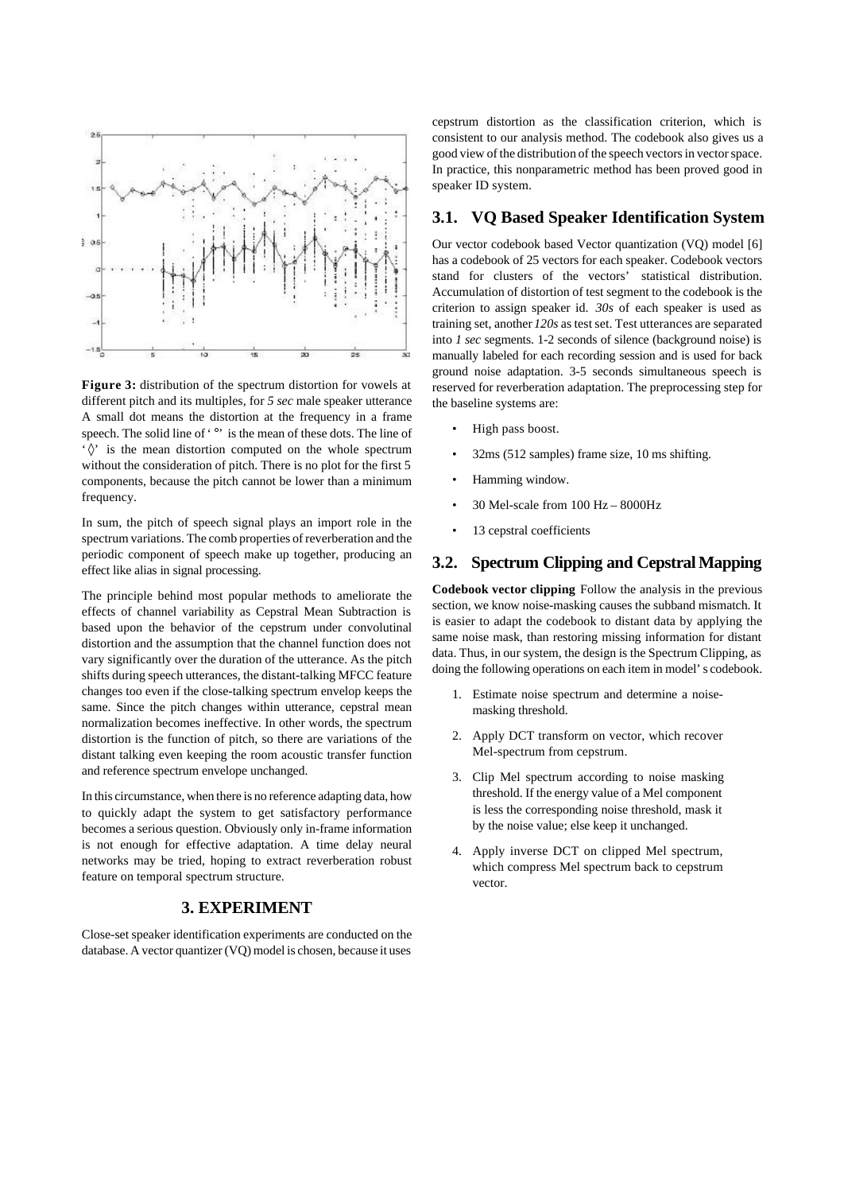**Figure 3:** distribution of the spectrum distortion for vowels at different pitch and its multiples, for *5 sec* male speaker utterance A small dot means the distortion at the frequency in a frame speech. The solid line of ' °' is the mean of these dots. The line of '◊' is the mean distortion computed on the whole spectrum without the consideration of pitch. There is no plot for the first 5 components, because the pitch cannot be lower than a minimum frequency.

In sum, the pitch of speech signal plays an import role in the spectrum variations. The comb properties of reverberation and the periodic component of speech make up together, producing an effect like alias in signal processing.

The principle behind most popular methods to ameliorate the effects of channel variability as Cepstral Mean Subtraction is based upon the behavior of the cepstrum under convolutinal distortion and the assumption that the channel function does not vary significantly over the duration of the utterance. As the pitch shifts during speech utterances, the distant-talking MFCC feature changes too even if the close-talking spectrum envelop keeps the same. Since the pitch changes within utterance, cepstral mean normalization becomes ineffective. In other words, the spectrum distortion is the function of pitch, so there are variations of the distant talking even keeping the room acoustic transfer function and reference spectrum envelope unchanged.

In this circumstance, when there is no reference adapting data, how to quickly adapt the system to get satisfactory performance becomes a serious question. Obviously only in-frame information is not enough for effective adaptation. A time delay neural networks may be tried, hoping to extract reverberation robust feature on temporal spectrum structure.

## 3. EXPERIMENT

Close-set speaker identification experiments are conducted on the database. A vector quantizer (VQ) model is chosen, because it uses cepstrum distortion as the classification criterion, which is consistent to our analysis method. The codebook also gives us a good view of the distribution of the speech vectors in vector space. In practice, this nonparametric method has been proved good in speaker ID system.

### 3.1. VQ Based Speaker Identification System

Our vector codebook based Vector quantization (VQ) model [6] has a codebook of 25 vectors for each speaker. Codebook vectors stand for clusters of the vectors' statistical distribution. Accumulation of distortion of test segment to the codebook is the criterion to assign speaker id. *30s* of each speaker is used as training set, another *120s* as test set. Test utterances are separated into *1 sec* segments. 1-2 seconds of silence (background noise) is manually labeled for each recording session and is used for back ground noise adaptation. 3-5 seconds simultaneous speech is reserved for reverberation adaptation. The preprocessing step for the baseline systems are:

- High pass boost.
- 32ms (512 samples) frame size, 10 ms shifting.
- Hamming window.
- 30 Mel-scale from 100 Hz – 8000Hz
- 13 cepstral coefficients

### 3.2. Spectrum Clipping and Cepstral Mapping

**Codebook vector clipping** Follow the analysis in the previous section, we know noise-masking causes the subband mismatch. It is easier to adapt the codebook to distant data by applying the same noise mask, than restoring missing information for distant data. Thus, in our system, the design is the Spectrum Clipping, as doing the following operations on each item in model' s codebook.

1. Estimate noise spectrum and determine a noise-masking threshold.
2. Apply DCT transform on vector, which recover Mel-spectrum from cepstrum.
3. Clip Mel spectrum according to noise masking threshold. If the energy value of a Mel component is less the corresponding noise threshold, mask it by the noise value; else keep it unchanged.
4. Apply inverse DCT on clipped Mel spectrum, which compress Mel spectrum back to cepstrum vector.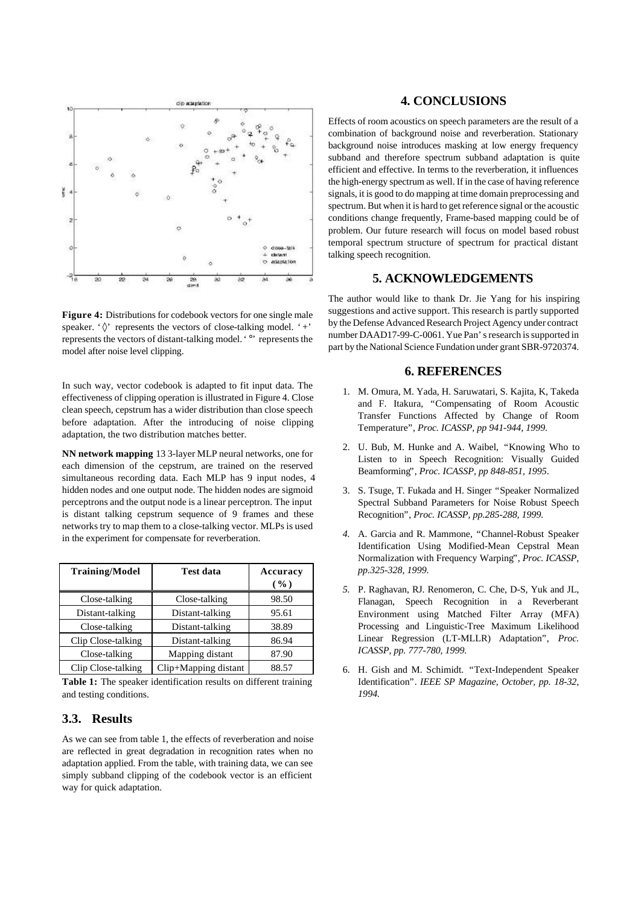clip adaptation

10
8
6
4
2
0
-2

16 20 22 24 26 28 30 32 34 36 3

dim1

◊ close-talk
+ distant
○ adaptation

**Figure 4:** Distributions for codebook vectors for one single male speaker. '◊' represents the vectors of close-talking model. '+' represents the vectors of distant-talking model. '°' represents the model after noise level clipping.

In such way, vector codebook is adapted to fit input data. The effectiveness of clipping operation is illustrated in Figure 4. Close clean speech, cepstrum has a wider distribution than close speech before adaptation. After the introducing of noise clipping adaptation, the two distribution matches better.

**NN network mapping** 13 3-layer MLP neural networks, one for each dimension of the cepstrum, are trained on the reserved simultaneous recording data. Each MLP has 9 input nodes, 4 hidden nodes and one output node. The hidden nodes are sigmoid perceptrons and the output node is a linear perceptron. The input is distant talking cepstrum sequence of 9 frames and these networks try to map them to a close-talking vector. MLPs is used in the experiment for compensate for reverberation.

| Training/Model | Test data | Accuracy (%) |
|---|---|---|
| Close-talking | Close-talking | 98.50 |
| Distant-talking | Distant-talking | 95.61 |
| Close-talking | Distant-talking | 38.89 |
| Clip Close-talking | Distant-talking | 86.94 |
| Close-talking | Mapping distant | 87.90 |
| Clip Close-talking | Clip+Mapping distant | 88.57 |

**Table 1:** The speaker identification results on different training and testing conditions.

### 3.3. Results

As we can see from table 1, the effects of reverberation and noise are reflected in great degradation in recognition rates when no adaptation applied. From the table, with training data, we can see simply subband clipping of the codebook vector is an efficient way for quick adaptation.

## 4. CONCLUSIONS

Effects of room acoustics on speech parameters are the result of a combination of background noise and reverberation. Stationary background noise introduces masking at low energy frequency subband and therefore spectrum subband adaptation is quite efficient and effective. In terms to the reverberation, it influences the high-energy spectrum as well. If in the case of having reference signals, it is good to do mapping at time domain preprocessing and spectrum. But when it is hard to get reference signal or the acoustic conditions change frequently, Frame-based mapping could be of problem. Our future research will focus on model based robust temporal spectrum structure of spectrum for practical distant talking speech recognition.

## 5. ACKNOWLEDGEMENTS

The author would like to thank Dr. Jie Yang for his inspiring suggestions and active support. This research is partly supported by the Defense Advanced Research Project Agency under contract number DAAD17-99-C-0061. Yue Pan's research is supported in part by the National Science Fundation under grant SBR-9720374.

## 6. REFERENCES

1. M. Omura, M. Yada, H. Saruwatari, S. Kajita, K, Takeda and F. Itakura, "Compensating of Room Acoustic Transfer Functions Affected by Change of Room Temperature", *Proc. ICASSP, pp 941-944, 1999.*
2. U. Bub, M. Hunke and A. Waibel, "Knowing Who to Listen to in Speech Recognition: Visually Guided Beamforming", *Proc. ICASSP, pp 848-851, 1995*.
3. S. Tsuge, T. Fukada and H. Singer "Speaker Normalized Spectral Subband Parameters for Noise Robust Speech Recognition", *Proc. ICASSP, pp.285-288, 1999.*
4. A. Garcia and R. Mammone, "Channel-Robust Speaker Identification Using Modified-Mean Cepstral Mean Normalization with Frequency Warping", *Proc. ICASSP, pp.325-328, 1999.*
5. P. Raghavan, RJ. Renomeron, C. Che, D-S, Yuk and JL, Flanagan, Speech Recognition in a Reverberant Environment using Matched Filter Array (MFA) Processing and Linguistic-Tree Maximum Likelihood Linear Regression (LT-MLLR) Adaptation", *Proc. ICASSP, pp. 777-780, 1999.*
6. H. Gish and M. Schimidt. "Text-Independent Speaker Identification". *IEEE SP Magazine, October, pp. 18-32, 1994.*